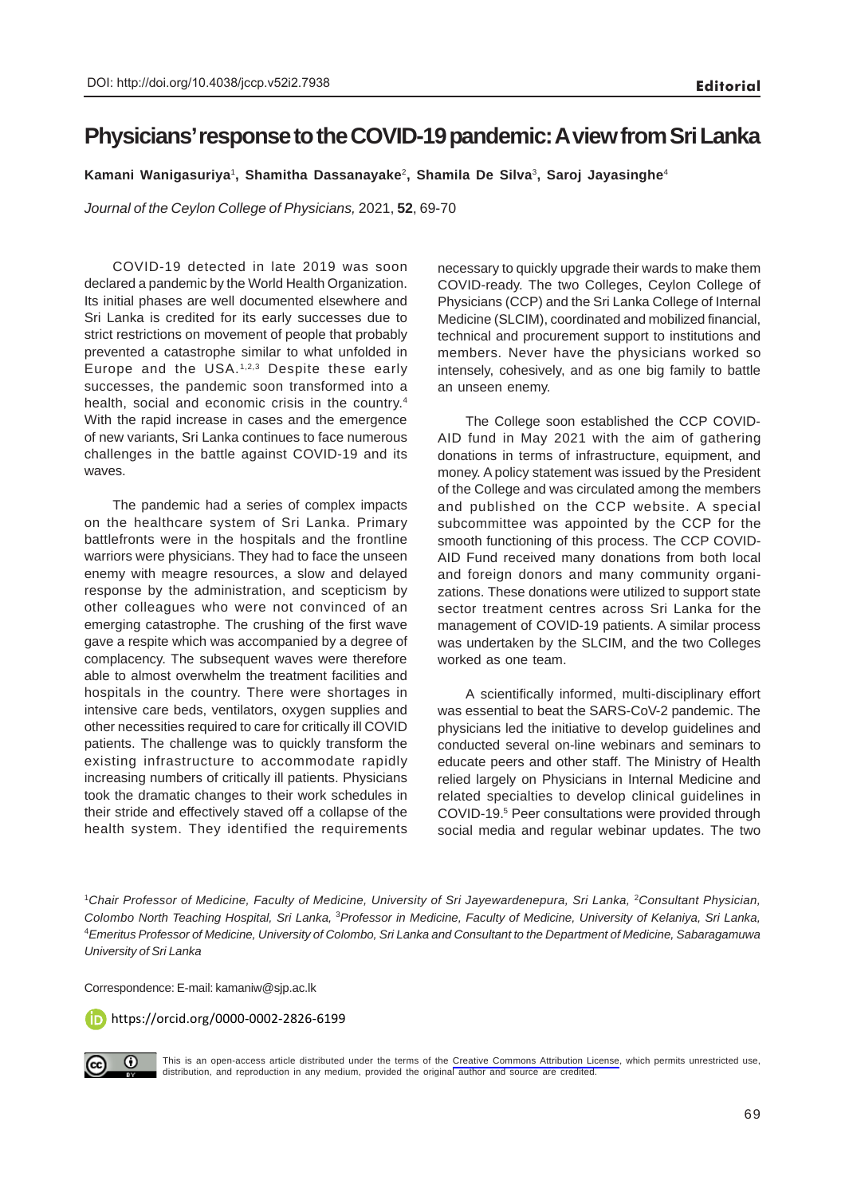DOI: http://doi.org/10.4038/jccp.v52i2.7938

**Editorial**

# Physicians' response to the COVID-19 pandemic: A view from Sri Lanka

**Kamani Wanigasuriya**[1]**, Shamitha Dassanayake**[2]**, Shamila De Silva**[3]**, Saroj Jayasinghe**[4]

*Journal of the Ceylon College of Physicians,* 2021, **52**, 69-70

COVID-19 detected in late 2019 was soon declared a pandemic by the World Health Organization. Its initial phases are well documented elsewhere and Sri Lanka is credited for its early successes due to strict restrictions on movement of people that probably prevented a catastrophe similar to what unfolded in Europe and the USA.[1,2,3] Despite these early successes, the pandemic soon transformed into a health, social and economic crisis in the country.[4] With the rapid increase in cases and the emergence of new variants, Sri Lanka continues to face numerous challenges in the battle against COVID-19 and its waves.

The pandemic had a series of complex impacts on the healthcare system of Sri Lanka. Primary battlefronts were in the hospitals and the frontline warriors were physicians. They had to face the unseen enemy with meagre resources, a slow and delayed response by the administration, and scepticism by other colleagues who were not convinced of an emerging catastrophe. The crushing of the first wave gave a respite which was accompanied by a degree of complacency. The subsequent waves were therefore able to almost overwhelm the treatment facilities and hospitals in the country. There were shortages in intensive care beds, ventilators, oxygen supplies and other necessities required to care for critically ill COVID patients. The challenge was to quickly transform the existing infrastructure to accommodate rapidly increasing numbers of critically ill patients. Physicians took the dramatic changes to their work schedules in their stride and effectively staved off a collapse of the health system. They identified the requirements necessary to quickly upgrade their wards to make them COVID-ready. The two Colleges, Ceylon College of Physicians (CCP) and the Sri Lanka College of Internal Medicine (SLCIM), coordinated and mobilized financial, technical and procurement support to institutions and members. Never have the physicians worked so intensely, cohesively, and as one big family to battle an unseen enemy.

The College soon established the CCP COVID-AID fund in May 2021 with the aim of gathering donations in terms of infrastructure, equipment, and money. A policy statement was issued by the President of the College and was circulated among the members and published on the CCP website. A special subcommittee was appointed by the CCP for the smooth functioning of this process. The CCP COVID-AID Fund received many donations from both local and foreign donors and many community organizations. These donations were utilized to support state sector treatment centres across Sri Lanka for the management of COVID-19 patients. A similar process was undertaken by the SLCIM, and the two Colleges worked as one team.

A scientifically informed, multi-disciplinary effort was essential to beat the SARS-CoV-2 pandemic. The physicians led the initiative to develop guidelines and conducted several on-line webinars and seminars to educate peers and other staff. The Ministry of Health relied largely on Physicians in Internal Medicine and related specialties to develop clinical guidelines in COVID-19.[5] Peer consultations were provided through social media and regular webinar updates. The two

[1]*Chair Professor of Medicine, Faculty of Medicine, University of Sri Jayewardenepura, Sri Lanka,* [2]*Consultant Physician, Colombo North Teaching Hospital, Sri Lanka,* [3]*Professor in Medicine, Faculty of Medicine, University of Kelaniya, Sri Lanka,* [4]*Emeritus Professor of Medicine, University of Colombo, Sri Lanka and Consultant to the Department of Medicine, Sabaragamuwa University of Sri Lanka*

Correspondence: E-mail: kamaniw@sjp.ac.lk

https://orcid.org/0000-0002-2826-6199

This is an open-access article distributed under the terms of the Creative Commons Attribution License, which permits unrestricted use, distribution, and reproduction in any medium, provided the original author and source are credited.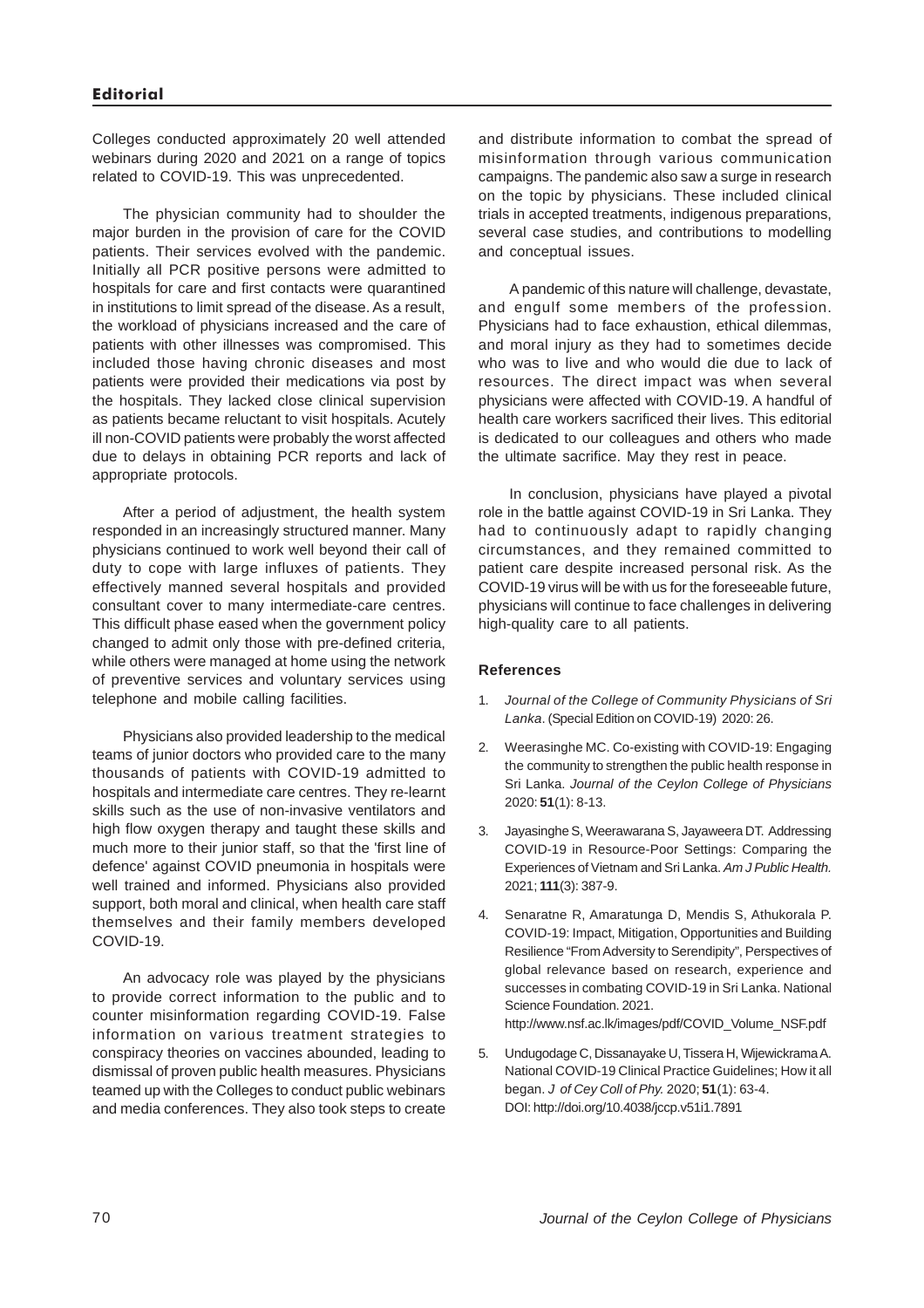Colleges conducted approximately 20 well attended webinars during 2020 and 2021 on a range of topics related to COVID-19. This was unprecedented.

The physician community had to shoulder the major burden in the provision of care for the COVID patients. Their services evolved with the pandemic. Initially all PCR positive persons were admitted to hospitals for care and first contacts were quarantined in institutions to limit spread of the disease. As a result, the workload of physicians increased and the care of patients with other illnesses was compromised. This included those having chronic diseases and most patients were provided their medications via post by the hospitals. They lacked close clinical supervision as patients became reluctant to visit hospitals. Acutely ill non-COVID patients were probably the worst affected due to delays in obtaining PCR reports and lack of appropriate protocols.

After a period of adjustment, the health system responded in an increasingly structured manner. Many physicians continued to work well beyond their call of duty to cope with large influxes of patients. They effectively manned several hospitals and provided consultant cover to many intermediate-care centres. This difficult phase eased when the government policy changed to admit only those with pre-defined criteria, while others were managed at home using the network of preventive services and voluntary services using telephone and mobile calling facilities.

Physicians also provided leadership to the medical teams of junior doctors who provided care to the many thousands of patients with COVID-19 admitted to hospitals and intermediate care centres. They re-learnt skills such as the use of non-invasive ventilators and high flow oxygen therapy and taught these skills and much more to their junior staff, so that the 'first line of defence' against COVID pneumonia in hospitals were well trained and informed. Physicians also provided support, both moral and clinical, when health care staff themselves and their family members developed COVID-19.

An advocacy role was played by the physicians to provide correct information to the public and to counter misinformation regarding COVID-19. False information on various treatment strategies to conspiracy theories on vaccines abounded, leading to dismissal of proven public health measures. Physicians teamed up with the Colleges to conduct public webinars and media conferences. They also took steps to create and distribute information to combat the spread of misinformation through various communication campaigns. The pandemic also saw a surge in research on the topic by physicians. These included clinical trials in accepted treatments, indigenous preparations, several case studies, and contributions to modelling and conceptual issues.

A pandemic of this nature will challenge, devastate, and engulf some members of the profession. Physicians had to face exhaustion, ethical dilemmas, and moral injury as they had to sometimes decide who was to live and who would die due to lack of resources. The direct impact was when several physicians were affected with COVID-19. A handful of health care workers sacrificed their lives. This editorial is dedicated to our colleagues and others who made the ultimate sacrifice. May they rest in peace.

In conclusion, physicians have played a pivotal role in the battle against COVID-19 in Sri Lanka. They had to continuously adapt to rapidly changing circumstances, and they remained committed to patient care despite increased personal risk. As the COVID-19 virus will be with us for the foreseeable future, physicians will continue to face challenges in delivering high-quality care to all patients.

### References

1. *Journal of the College of Community Physicians of Sri Lanka*. (Special Edition on COVID-19) 2020: 26.
2. Weerasinghe MC. Co-existing with COVID-19: Engaging the community to strengthen the public health response in Sri Lanka. *Journal of the Ceylon College of Physicians* 2020: **51**(1): 8-13.
3. Jayasinghe S, Weerawarana S, Jayaweera DT. Addressing COVID-19 in Resource-Poor Settings: Comparing the Experiences of Vietnam and Sri Lanka. *Am J Public Health.* 2021; **111**(3): 387-9.
4. Senaratne R, Amaratunga D, Mendis S, Athukorala P. COVID-19: Impact, Mitigation, Opportunities and Building Resilience "From Adversity to Serendipity", Perspectives of global relevance based on research, experience and successes in combating COVID-19 in Sri Lanka. National Science Foundation. 2021. http://www.nsf.ac.lk/images/pdf/COVID_Volume_NSF.pdf
5. Undugodage C, Dissanayake U, Tissera H, Wijewickrama A. National COVID-19 Clinical Practice Guidelines; How it all began. *J of Cey Coll of Phy.* 2020; **51**(1): 63-4. DOI: http://doi.org/10.4038/jccp.v51i1.7891